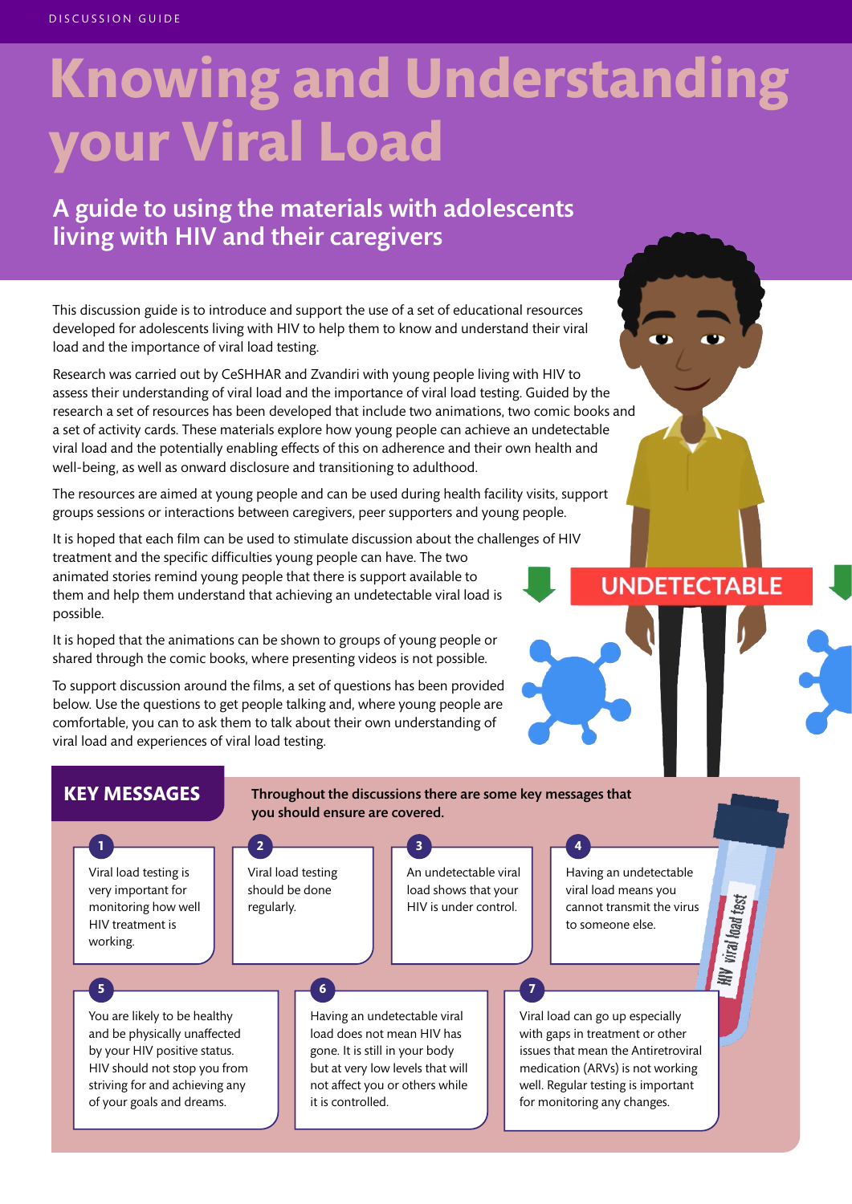DISCUSSION GUIDE

# Knowing and Understanding your Viral Load

## A guide to using the materials with adolescents living with HIV and their caregivers

This discussion guide is to introduce and support the use of a set of educational resources developed for adolescents living with HIV to help them to know and understand their viral load and the importance of viral load testing.

Research was carried out by CeSHHAR and Zvandiri with young people living with HIV to assess their understanding of viral load and the importance of viral load testing. Guided by the research a set of resources has been developed that include two animations, two comic books and a set of activity cards. These materials explore how young people can achieve an undetectable viral load and the potentially enabling effects of this on adherence and their own health and well-being, as well as onward disclosure and transitioning to adulthood.

The resources are aimed at young people and can be used during health facility visits, support groups sessions or interactions between caregivers, peer supporters and young people.

It is hoped that each film can be used to stimulate discussion about the challenges of HIV treatment and the specific difficulties young people can have. The two animated stories remind young people that there is support available to them and help them understand that achieving an undetectable viral load is possible.

It is hoped that the animations can be shown to groups of young people or shared through the comic books, where presenting videos is not possible.

To support discussion around the films, a set of questions has been provided below. Use the questions to get people talking and, where young people are comfortable, you can to ask them to talk about their own understanding of viral load and experiences of viral load testing.

## KEY MESSAGES

**Throughout the discussions there are some key messages that you should ensure are covered.**

1. Viral load testing is very important for monitoring how well HIV treatment is working.
2. Viral load testing should be done regularly.
3. An undetectable viral load shows that your HIV is under control.
4. Having an undetectable viral load means you cannot transmit the virus to someone else.
5. You are likely to be healthy and be physically unaffected by your HIV positive status. HIV should not stop you from striving for and achieving any of your goals and dreams.
6. Having an undetectable viral load does not mean HIV has gone. It is still in your body but at very low levels that will not affect you or others while it is controlled.
7. Viral load can go up especially with gaps in treatment or other issues that mean the Antiretroviral medication (ARVs) is not working well. Regular testing is important for monitoring any changes.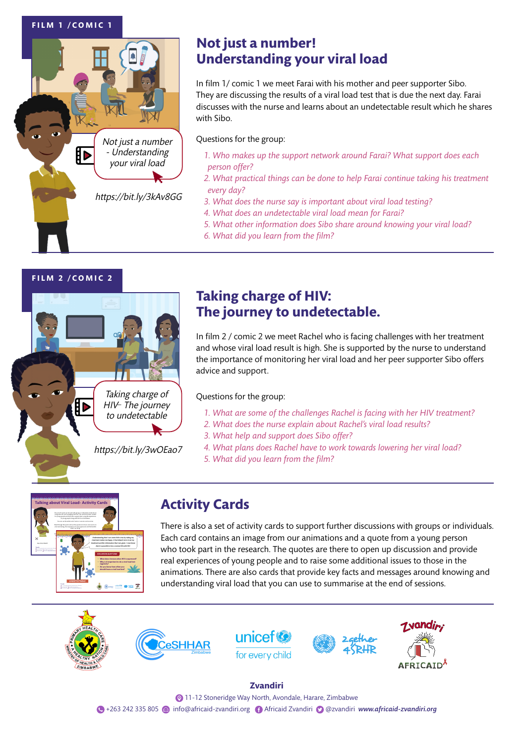FILM 1 /COMIC 1

Not just a number - Understanding your viral load

https://bit.ly/3kAv8GG

## Not just a number! Understanding your viral load

In film 1/ comic 1 we meet Farai with his mother and peer supporter Sibo. They are discussing the results of a viral load test that is due the next day. Farai discusses with the nurse and learns about an undetectable result which he shares with Sibo.

Questions for the group:

1. *Who makes up the support network around Farai? What support does each person offer?*
2. *What practical things can be done to help Farai continue taking his treatment every day?*
3. *What does the nurse say is important about viral load testing?*
4. *What does an undetectable viral load mean for Farai?*
5. *What other information does Sibo share around knowing your viral load?*
6. *What did you learn from the film?*

FILM 2 /COMIC 2

Taking charge of HIV- The journey to undetectable

https://bit.ly/3wOEao7

## Taking charge of HIV: The journey to undetectable.

In film 2 / comic 2 we meet Rachel who is facing challenges with her treatment and whose viral load result is high. She is supported by the nurse to understand the importance of monitoring her viral load and her peer supporter Sibo offers advice and support.

Questions for the group:

1. *What are some of the challenges Rachel is facing with her HIV treatment?*
2. *What does the nurse explain about Rachel's viral load results?*
3. *What help and support does Sibo offer?*
4. *What plans does Rachel have to work towards lowering her viral load?*
5. *What did you learn from the film?*

## Activity Cards

There is also a set of activity cards to support further discussions with groups or individuals. Each card contains an image from our animations and a quote from a young person who took part in the research. The quotes are there to open up discussion and provide real experiences of young people and to raise some additional issues to those in the animations. There are also cards that provide key facts and messages around knowing and understanding viral load that you can use to summarise at the end of sessions.

**Zvandiri**

11-12 Stoneridge Way North, Avondale, Harare, Zimbabwe

+263 242 335 805 info@africaid-zvandiri.org Africaid Zvandiri @zvandiri ***www.africaid-zvandiri.org***